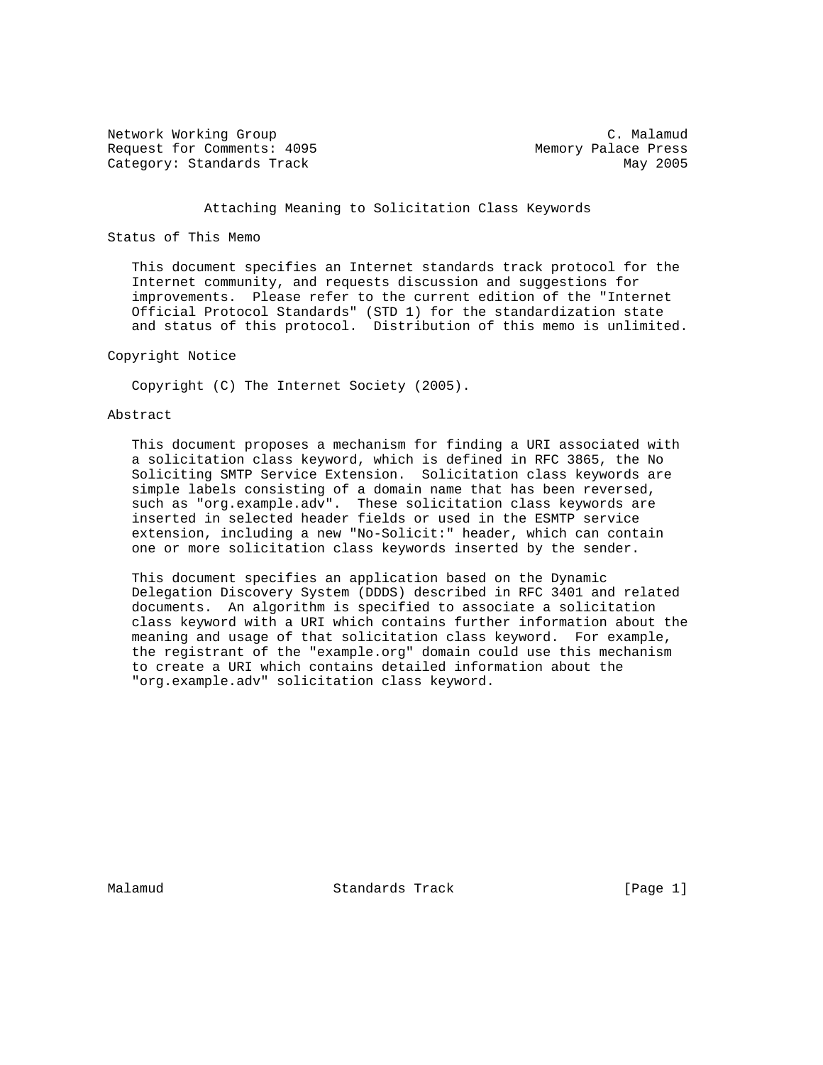Network Working Group C. Malamud
Request for Comments: 4095 Memory Palace Press
Category: Standards Track May 2005

# Attaching Meaning to Solicitation Class Keywords

## Status of This Memo

This document specifies an Internet standards track protocol for the Internet community, and requests discussion and suggestions for improvements. Please refer to the current edition of the "Internet Official Protocol Standards" (STD 1) for the standardization state and status of this protocol. Distribution of this memo is unlimited.

## Copyright Notice

Copyright (C) The Internet Society (2005).

## Abstract

This document proposes a mechanism for finding a URI associated with a solicitation class keyword, which is defined in RFC 3865, the No Soliciting SMTP Service Extension. Solicitation class keywords are simple labels consisting of a domain name that has been reversed, such as "org.example.adv". These solicitation class keywords are inserted in selected header fields or used in the ESMTP service extension, including a new "No-Solicit:" header, which can contain one or more solicitation class keywords inserted by the sender.

This document specifies an application based on the Dynamic Delegation Discovery System (DDDS) described in RFC 3401 and related documents. An algorithm is specified to associate a solicitation class keyword with a URI which contains further information about the meaning and usage of that solicitation class keyword. For example, the registrant of the "example.org" domain could use this mechanism to create a URI which contains detailed information about the "org.example.adv" solicitation class keyword.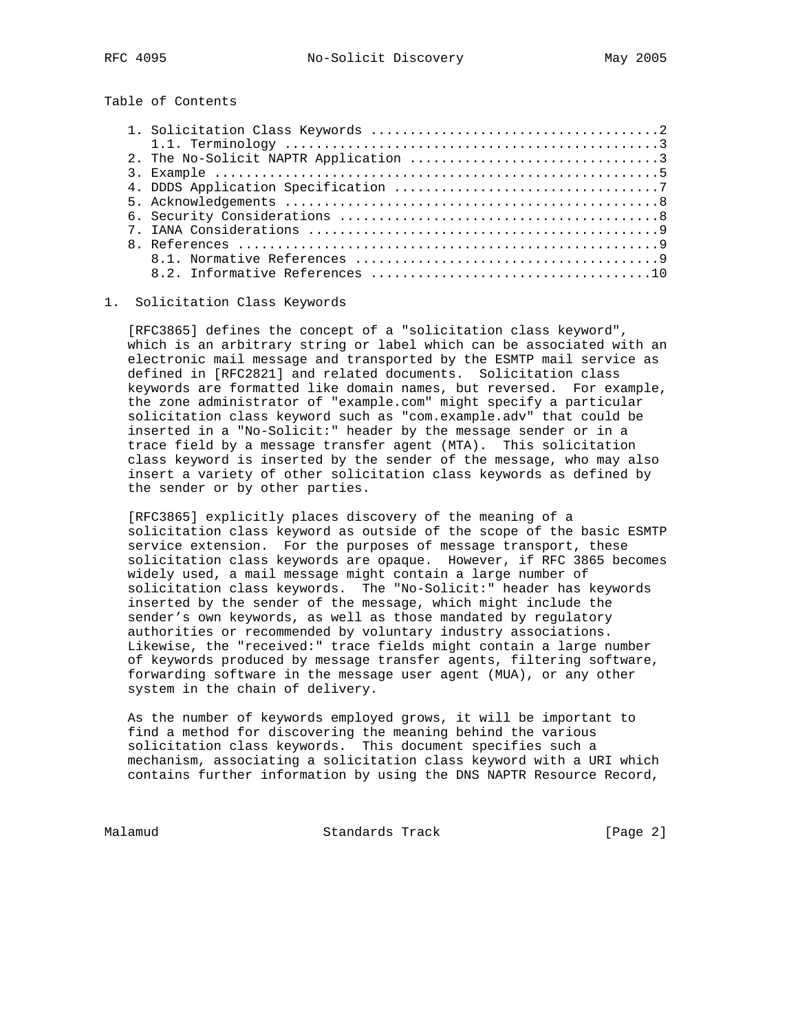Table of Contents

- 1. Solicitation Class Keywords ....................................2
  - 1.1. Terminology ...............................................3
- 2. The No-Solicit NAPTR Application ...............................3
- 3. Example ........................................................5
- 4. DDDS Application Specification .................................7
- 5. Acknowledgements ...............................................8
- 6. Security Considerations ........................................8
- 7. IANA Considerations ............................................9
- 8. References .....................................................9
  - 8.1. Normative References ......................................9
  - 8.2. Informative References ...................................10

# 1. Solicitation Class Keywords

[RFC3865] defines the concept of a "solicitation class keyword", which is an arbitrary string or label which can be associated with an electronic mail message and transported by the ESMTP mail service as defined in [RFC2821] and related documents. Solicitation class keywords are formatted like domain names, but reversed. For example, the zone administrator of "example.com" might specify a particular solicitation class keyword such as "com.example.adv" that could be inserted in a "No-Solicit:" header by the message sender or in a trace field by a message transfer agent (MTA). This solicitation class keyword is inserted by the sender of the message, who may also insert a variety of other solicitation class keywords as defined by the sender or by other parties.

[RFC3865] explicitly places discovery of the meaning of a solicitation class keyword as outside of the scope of the basic ESMTP service extension. For the purposes of message transport, these solicitation class keywords are opaque. However, if RFC 3865 becomes widely used, a mail message might contain a large number of solicitation class keywords. The "No-Solicit:" header has keywords inserted by the sender of the message, which might include the sender's own keywords, as well as those mandated by regulatory authorities or recommended by voluntary industry associations. Likewise, the "received:" trace fields might contain a large number of keywords produced by message transfer agents, filtering software, forwarding software in the message user agent (MUA), or any other system in the chain of delivery.

As the number of keywords employed grows, it will be important to find a method for discovering the meaning behind the various solicitation class keywords. This document specifies such a mechanism, associating a solicitation class keyword with a URI which contains further information by using the DNS NAPTR Resource Record,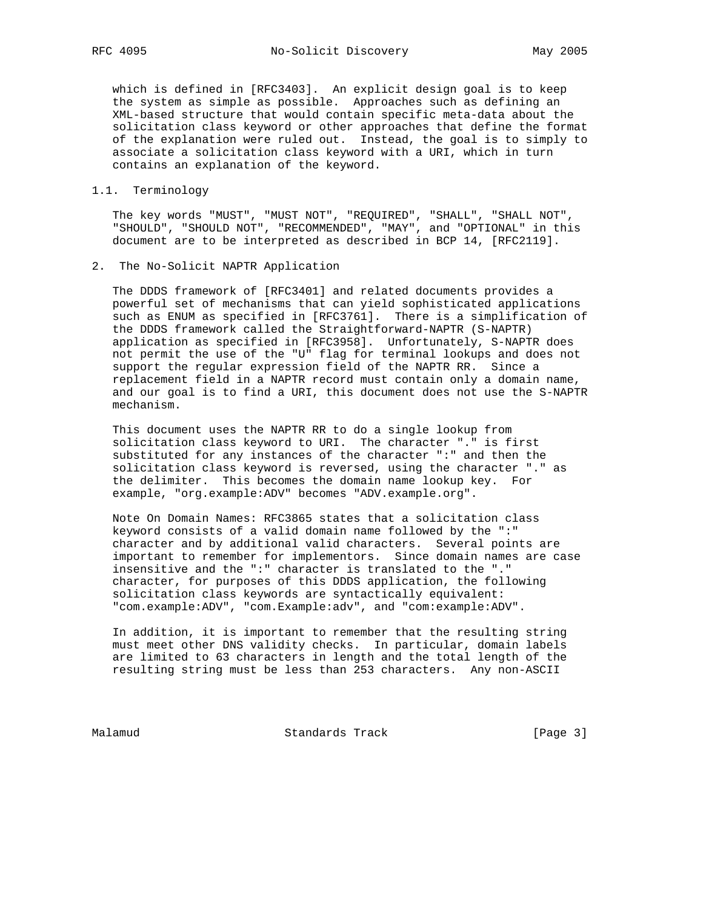which is defined in [RFC3403]. An explicit design goal is to keep the system as simple as possible. Approaches such as defining an XML-based structure that would contain specific meta-data about the solicitation class keyword or other approaches that define the format of the explanation were ruled out. Instead, the goal is to simply to associate a solicitation class keyword with a URI, which in turn contains an explanation of the keyword.

### 1.1. Terminology

The key words "MUST", "MUST NOT", "REQUIRED", "SHALL", "SHALL NOT", "SHOULD", "SHOULD NOT", "RECOMMENDED", "MAY", and "OPTIONAL" in this document are to be interpreted as described in BCP 14, [RFC2119].

## 2. The No-Solicit NAPTR Application

The DDDS framework of [RFC3401] and related documents provides a powerful set of mechanisms that can yield sophisticated applications such as ENUM as specified in [RFC3761]. There is a simplification of the DDDS framework called the Straightforward-NAPTR (S-NAPTR) application as specified in [RFC3958]. Unfortunately, S-NAPTR does not permit the use of the "U" flag for terminal lookups and does not support the regular expression field of the NAPTR RR. Since a replacement field in a NAPTR record must contain only a domain name, and our goal is to find a URI, this document does not use the S-NAPTR mechanism.

This document uses the NAPTR RR to do a single lookup from solicitation class keyword to URI. The character "." is first substituted for any instances of the character ":" and then the solicitation class keyword is reversed, using the character "." as the delimiter. This becomes the domain name lookup key. For example, "org.example:ADV" becomes "ADV.example.org".

Note On Domain Names: RFC3865 states that a solicitation class keyword consists of a valid domain name followed by the ":" character and by additional valid characters. Several points are important to remember for implementors. Since domain names are case insensitive and the ":" character is translated to the "." character, for purposes of this DDDS application, the following solicitation class keywords are syntactically equivalent: "com.example:ADV", "com.Example:adv", and "com:example:ADV".

In addition, it is important to remember that the resulting string must meet other DNS validity checks. In particular, domain labels are limited to 63 characters in length and the total length of the resulting string must be less than 253 characters. Any non-ASCII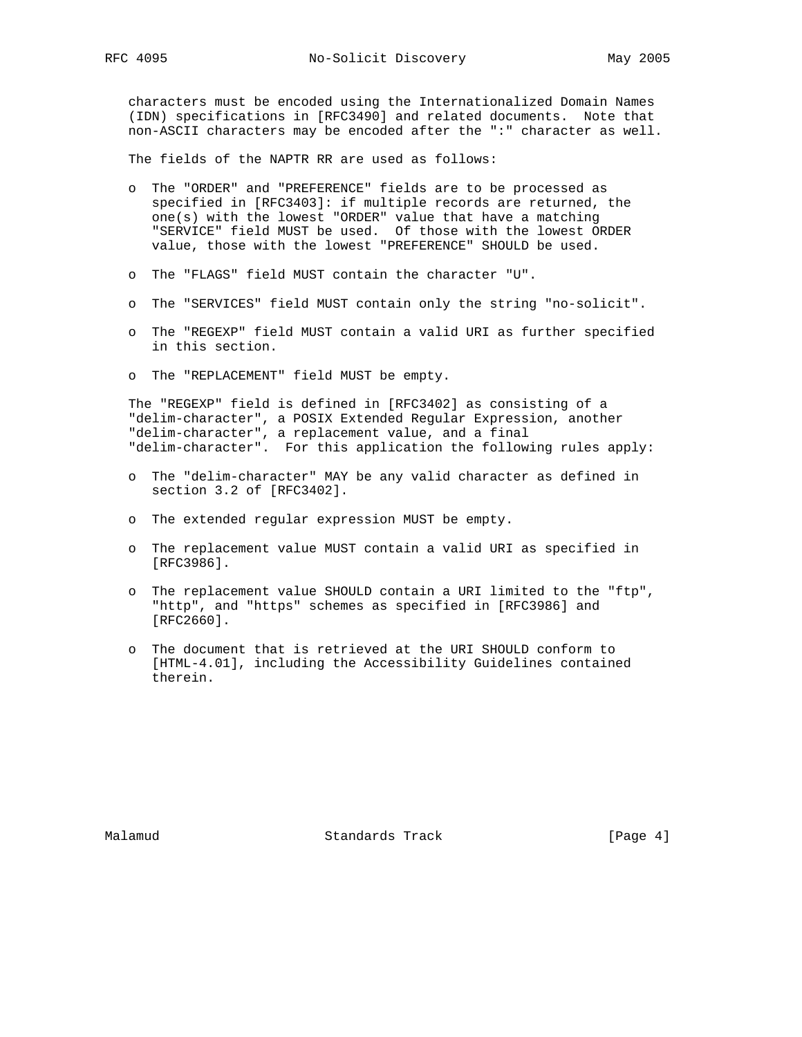characters must be encoded using the Internationalized Domain Names (IDN) specifications in [RFC3490] and related documents. Note that non-ASCII characters may be encoded after the ":" character as well.

The fields of the NAPTR RR are used as follows:

- The "ORDER" and "PREFERENCE" fields are to be processed as specified in [RFC3403]: if multiple records are returned, the one(s) with the lowest "ORDER" value that have a matching "SERVICE" field MUST be used. Of those with the lowest ORDER value, those with the lowest "PREFERENCE" SHOULD be used.
- The "FLAGS" field MUST contain the character "U".
- The "SERVICES" field MUST contain only the string "no-solicit".
- The "REGEXP" field MUST contain a valid URI as further specified in this section.
- The "REPLACEMENT" field MUST be empty.

The "REGEXP" field is defined in [RFC3402] as consisting of a "delim-character", a POSIX Extended Regular Expression, another "delim-character", a replacement value, and a final "delim-character". For this application the following rules apply:

- The "delim-character" MAY be any valid character as defined in section 3.2 of [RFC3402].
- The extended regular expression MUST be empty.
- The replacement value MUST contain a valid URI as specified in [RFC3986].
- The replacement value SHOULD contain a URI limited to the "ftp", "http", and "https" schemes as specified in [RFC3986] and [RFC2660].
- The document that is retrieved at the URI SHOULD conform to [HTML-4.01], including the Accessibility Guidelines contained therein.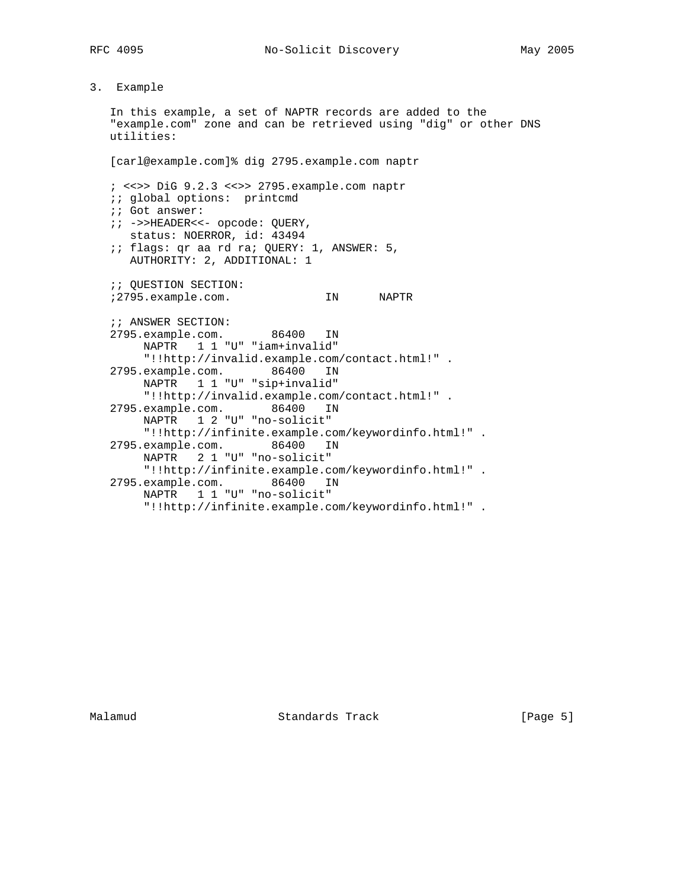## 3. Example

In this example, a set of NAPTR records are added to the "example.com" zone and can be retrieved using "dig" or other DNS utilities:

```
[carl@example.com]% dig 2795.example.com naptr

; <<>> DiG 9.2.3 <<>> 2795.example.com naptr
;; global options:  printcmd
;; Got answer:
;; ->>HEADER<<- opcode: QUERY,
   status: NOERROR, id: 43494
;; flags: qr aa rd ra; QUERY: 1, ANSWER: 5,
   AUTHORITY: 2, ADDITIONAL: 1

;; QUESTION SECTION:
;2795.example.com.             IN      NAPTR

;; ANSWER SECTION:
2795.example.com.       86400   IN
     NAPTR   1 1 "U" "iam+invalid"
     "!!http://invalid.example.com/contact.html!" .
2795.example.com.       86400   IN
     NAPTR   1 1 "U" "sip+invalid"
     "!!http://invalid.example.com/contact.html!" .
2795.example.com.       86400   IN
     NAPTR   1 2 "U" "no-solicit"
     "!!http://infinite.example.com/keywordinfo.html!" .
2795.example.com.       86400   IN
     NAPTR   2 1 "U" "no-solicit"
     "!!http://infinite.example.com/keywordinfo.html!" .
2795.example.com.       86400   IN
     NAPTR   1 1 "U" "no-solicit"
     "!!http://infinite.example.com/keywordinfo.html!" .
```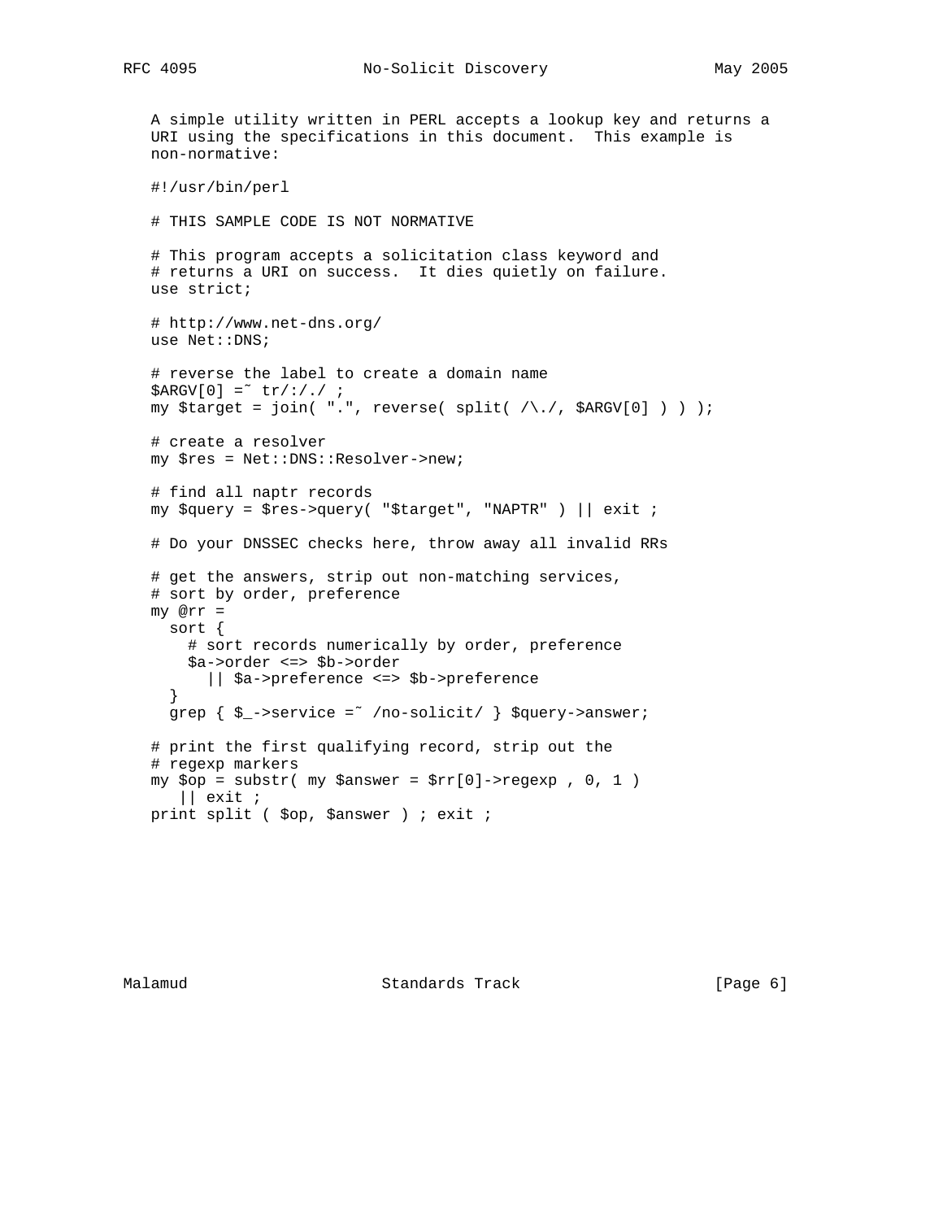A simple utility written in PERL accepts a lookup key and returns a URI using the specifications in this document. This example is non-normative:

```
#!/usr/bin/perl

# THIS SAMPLE CODE IS NOT NORMATIVE

# This program accepts a solicitation class keyword and
# returns a URI on success.  It dies quietly on failure.
use strict;

# http://www.net-dns.org/
use Net::DNS;

# reverse the label to create a domain name
$ARGV[0] =~ tr/:/./ ;
my $target = join( ".", reverse( split( /\./, $ARGV[0] ) ) );

# create a resolver
my $res = Net::DNS::Resolver->new;

# find all naptr records
my $query = $res->query( "$target", "NAPTR" ) || exit ;

# Do your DNSSEC checks here, throw away all invalid RRs

# get the answers, strip out non-matching services,
# sort by order, preference
my @rr =
  sort {
    # sort records numerically by order, preference
    $a->order <=> $b->order
      || $a->preference <=> $b->preference
  }
  grep { $_->service =~ /no-solicit/ } $query->answer;

# print the first qualifying record, strip out the
# regexp markers
my $op = substr( my $answer = $rr[0]->regexp , 0, 1 )
   || exit ;
print split ( $op, $answer ) ; exit ;
```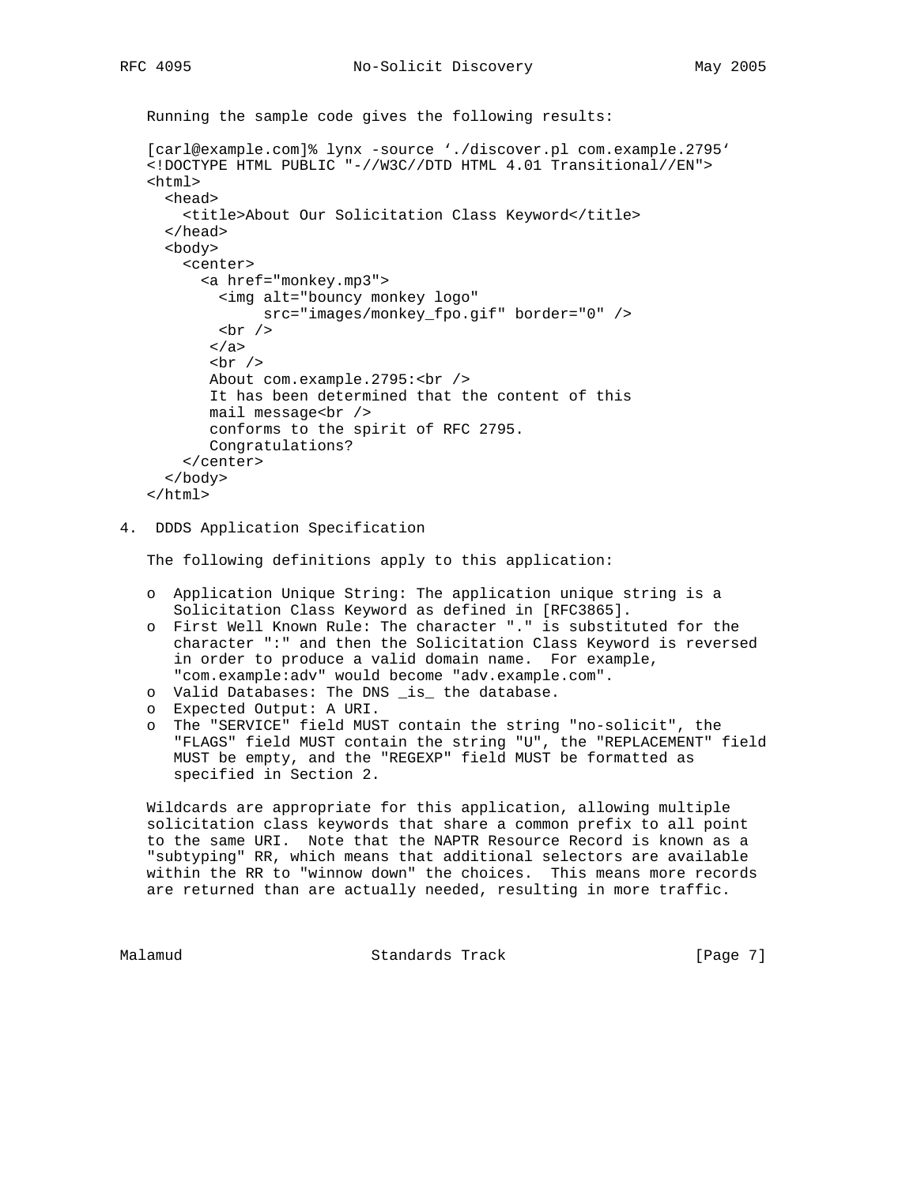Running the sample code gives the following results:

```
[carl@example.com]% lynx -source './discover.pl com.example.2795'
<!DOCTYPE HTML PUBLIC "-//W3C//DTD HTML 4.01 Transitional//EN">
<html>
  <head>
    <title>About Our Solicitation Class Keyword</title>
  </head>
  <body>
    <center>
      <a href="monkey.mp3">
        <img alt="bouncy monkey logo"
             src="images/monkey_fpo.gif" border="0" />
        <br />
       </a>
       <br />
       About com.example.2795:<br />
       It has been determined that the content of this
       mail message<br />
       conforms to the spirit of RFC 2795.
       Congratulations?
    </center>
  </body>
</html>
```

## 4. DDDS Application Specification

The following definitions apply to this application:

- Application Unique String: The application unique string is a Solicitation Class Keyword as defined in [RFC3865].
- First Well Known Rule: The character "." is substituted for the character ":" and then the Solicitation Class Keyword is reversed in order to produce a valid domain name. For example, "com.example:adv" would become "adv.example.com".
- Valid Databases: The DNS _is_ the database.
- Expected Output: A URI.
- The "SERVICE" field MUST contain the string "no-solicit", the "FLAGS" field MUST contain the string "U", the "REPLACEMENT" field MUST be empty, and the "REGEXP" field MUST be formatted as specified in Section 2.

Wildcards are appropriate for this application, allowing multiple solicitation class keywords that share a common prefix to all point to the same URI. Note that the NAPTR Resource Record is known as a "subtyping" RR, which means that additional selectors are available within the RR to "winnow down" the choices. This means more records are returned than are actually needed, resulting in more traffic.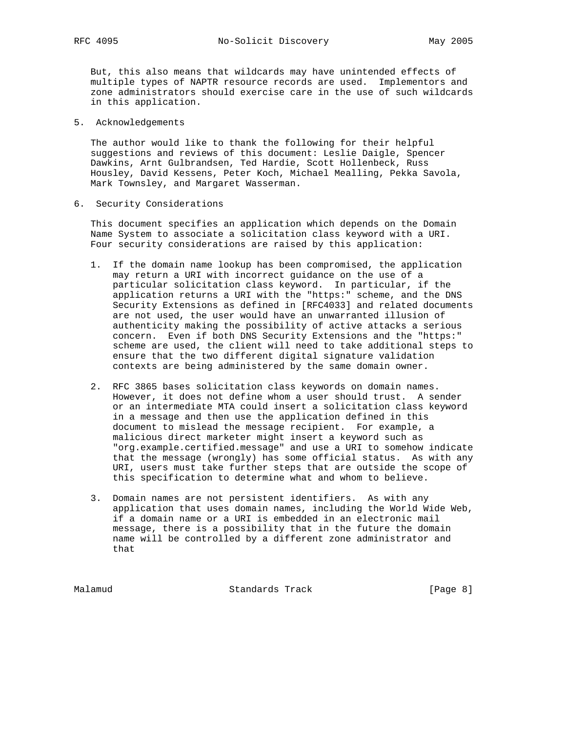But, this also means that wildcards may have unintended effects of multiple types of NAPTR resource records are used. Implementors and zone administrators should exercise care in the use of such wildcards in this application.

## 5. Acknowledgements

The author would like to thank the following for their helpful suggestions and reviews of this document: Leslie Daigle, Spencer Dawkins, Arnt Gulbrandsen, Ted Hardie, Scott Hollenbeck, Russ Housley, David Kessens, Peter Koch, Michael Mealling, Pekka Savola, Mark Townsley, and Margaret Wasserman.

## 6. Security Considerations

This document specifies an application which depends on the Domain Name System to associate a solicitation class keyword with a URI. Four security considerations are raised by this application:

1. If the domain name lookup has been compromised, the application may return a URI with incorrect guidance on the use of a particular solicitation class keyword. In particular, if the application returns a URI with the "https:" scheme, and the DNS Security Extensions as defined in [RFC4033] and related documents are not used, the user would have an unwarranted illusion of authenticity making the possibility of active attacks a serious concern. Even if both DNS Security Extensions and the "https:" scheme are used, the client will need to take additional steps to ensure that the two different digital signature validation contexts are being administered by the same domain owner.

2. RFC 3865 bases solicitation class keywords on domain names. However, it does not define whom a user should trust. A sender or an intermediate MTA could insert a solicitation class keyword in a message and then use the application defined in this document to mislead the message recipient. For example, a malicious direct marketer might insert a keyword such as "org.example.certified.message" and use a URI to somehow indicate that the message (wrongly) has some official status. As with any URI, users must take further steps that are outside the scope of this specification to determine what and whom to believe.

3. Domain names are not persistent identifiers. As with any application that uses domain names, including the World Wide Web, if a domain name or a URI is embedded in an electronic mail message, there is a possibility that in the future the domain name will be controlled by a different zone administrator and that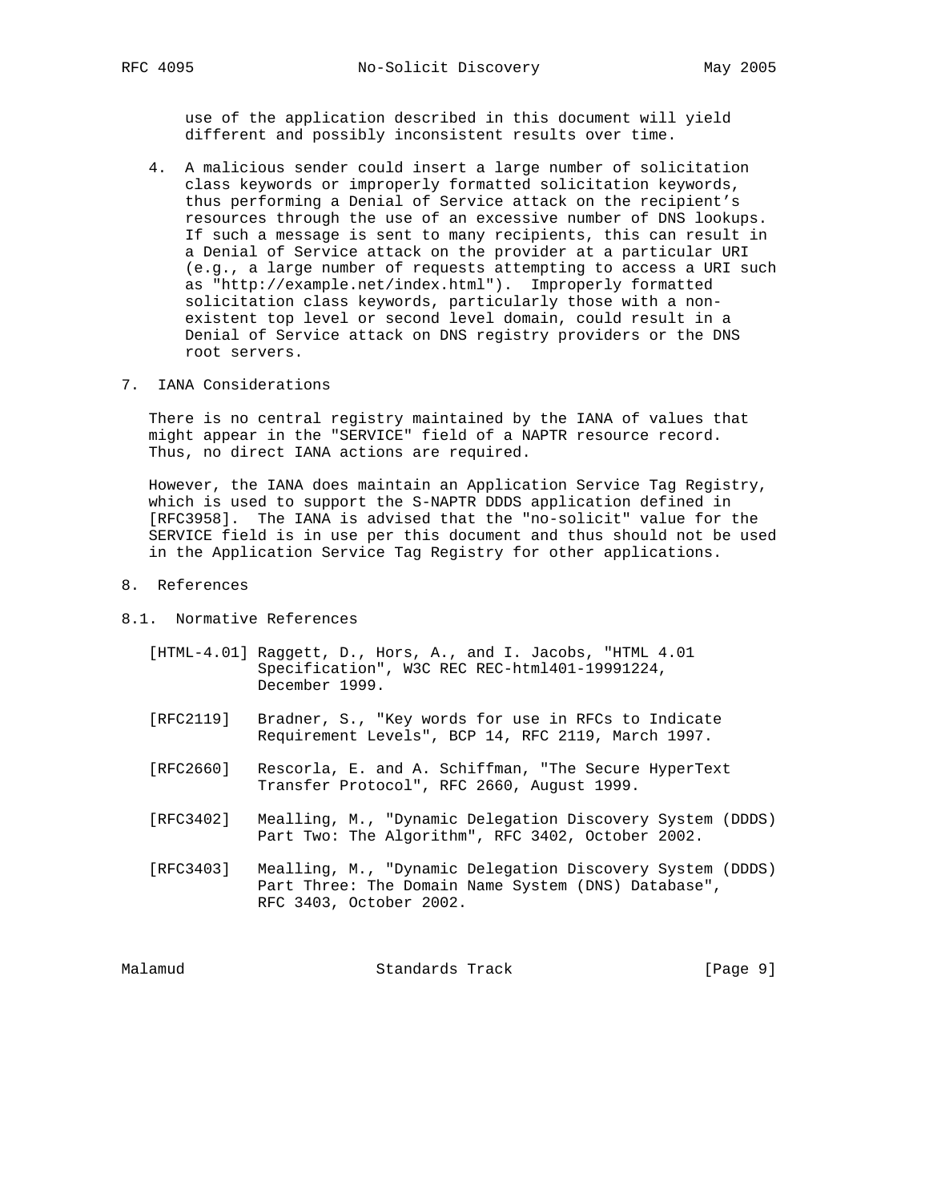use of the application described in this document will yield different and possibly inconsistent results over time.

4. A malicious sender could insert a large number of solicitation class keywords or improperly formatted solicitation keywords, thus performing a Denial of Service attack on the recipient's resources through the use of an excessive number of DNS lookups. If such a message is sent to many recipients, this can result in a Denial of Service attack on the provider at a particular URI (e.g., a large number of requests attempting to access a URI such as "http://example.net/index.html"). Improperly formatted solicitation class keywords, particularly those with a non-existent top level or second level domain, could result in a Denial of Service attack on DNS registry providers or the DNS root servers.

## 7. IANA Considerations

There is no central registry maintained by the IANA of values that might appear in the "SERVICE" field of a NAPTR resource record. Thus, no direct IANA actions are required.

However, the IANA does maintain an Application Service Tag Registry, which is used to support the S-NAPTR DDDS application defined in [RFC3958]. The IANA is advised that the "no-solicit" value for the SERVICE field is in use per this document and thus should not be used in the Application Service Tag Registry for other applications.

## 8. References

### 8.1. Normative References

[HTML-4.01] Raggett, D., Hors, A., and I. Jacobs, "HTML 4.01 Specification", W3C REC REC-html401-19991224, December 1999.

[RFC2119] Bradner, S., "Key words for use in RFCs to Indicate Requirement Levels", BCP 14, RFC 2119, March 1997.

[RFC2660] Rescorla, E. and A. Schiffman, "The Secure HyperText Transfer Protocol", RFC 2660, August 1999.

[RFC3402] Mealling, M., "Dynamic Delegation Discovery System (DDDS) Part Two: The Algorithm", RFC 3402, October 2002.

[RFC3403] Mealling, M., "Dynamic Delegation Discovery System (DDDS) Part Three: The Domain Name System (DNS) Database", RFC 3403, October 2002.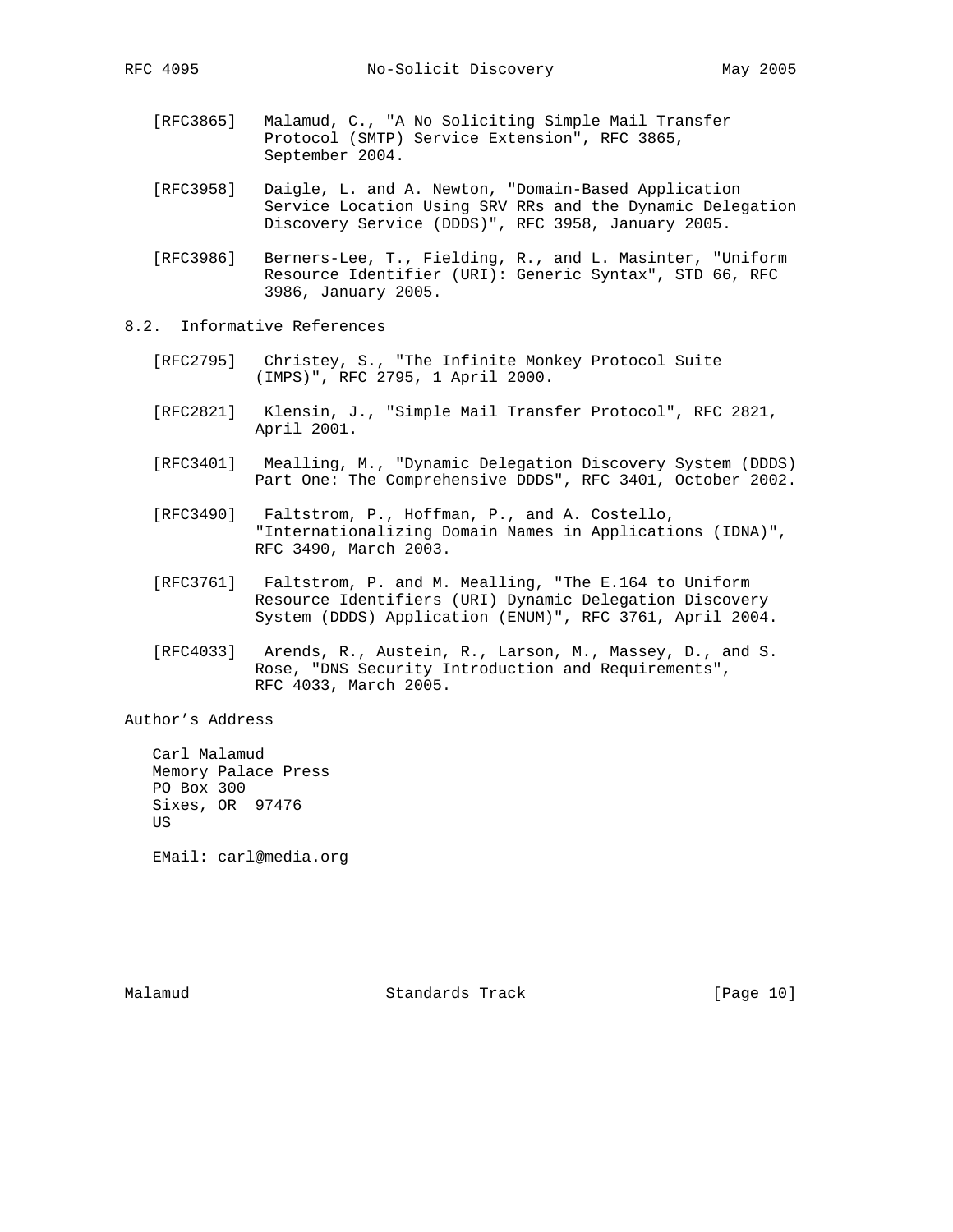[RFC3865] Malamud, C., "A No Soliciting Simple Mail Transfer Protocol (SMTP) Service Extension", RFC 3865, September 2004.

[RFC3958] Daigle, L. and A. Newton, "Domain-Based Application Service Location Using SRV RRs and the Dynamic Delegation Discovery Service (DDDS)", RFC 3958, January 2005.

[RFC3986] Berners-Lee, T., Fielding, R., and L. Masinter, "Uniform Resource Identifier (URI): Generic Syntax", STD 66, RFC 3986, January 2005.

## 8.2. Informative References

[RFC2795] Christey, S., "The Infinite Monkey Protocol Suite (IMPS)", RFC 2795, 1 April 2000.

[RFC2821] Klensin, J., "Simple Mail Transfer Protocol", RFC 2821, April 2001.

[RFC3401] Mealling, M., "Dynamic Delegation Discovery System (DDDS) Part One: The Comprehensive DDDS", RFC 3401, October 2002.

[RFC3490] Faltstrom, P., Hoffman, P., and A. Costello, "Internationalizing Domain Names in Applications (IDNA)", RFC 3490, March 2003.

[RFC3761] Faltstrom, P. and M. Mealling, "The E.164 to Uniform Resource Identifiers (URI) Dynamic Delegation Discovery System (DDDS) Application (ENUM)", RFC 3761, April 2004.

[RFC4033] Arends, R., Austein, R., Larson, M., Massey, D., and S. Rose, "DNS Security Introduction and Requirements", RFC 4033, March 2005.

## Author's Address

Carl Malamud
Memory Palace Press
PO Box 300
Sixes, OR 97476
US

EMail: carl@media.org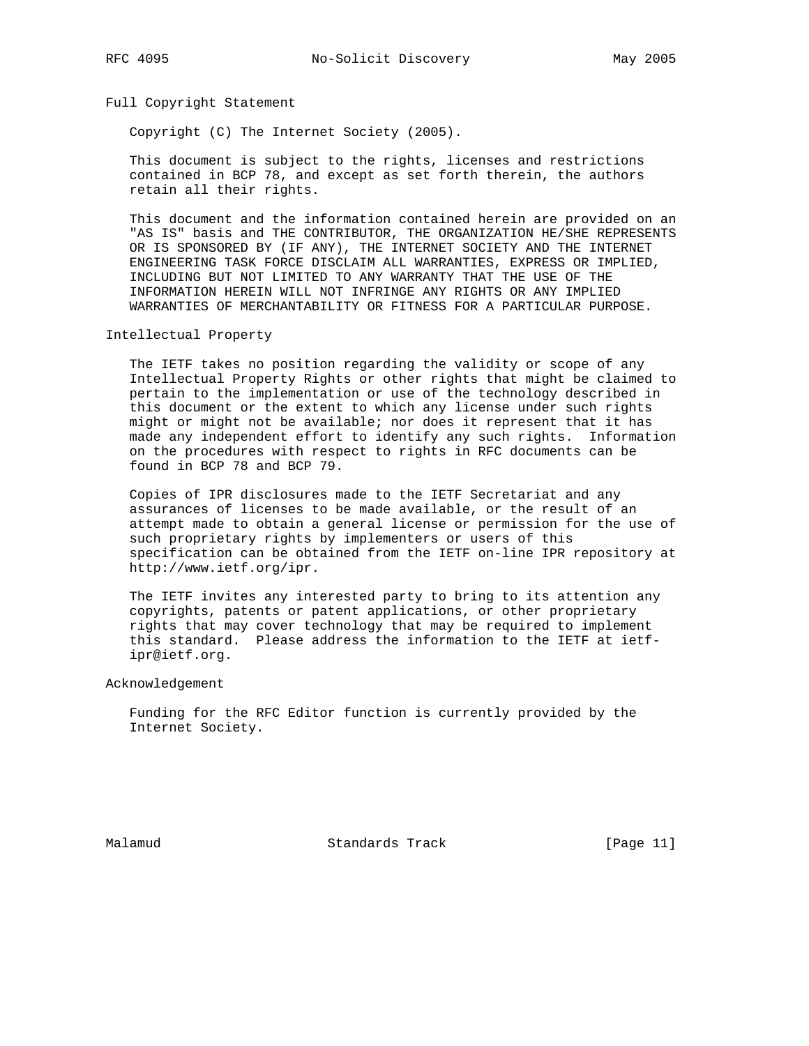## Full Copyright Statement

Copyright (C) The Internet Society (2005).

This document is subject to the rights, licenses and restrictions contained in BCP 78, and except as set forth therein, the authors retain all their rights.

This document and the information contained herein are provided on an "AS IS" basis and THE CONTRIBUTOR, THE ORGANIZATION HE/SHE REPRESENTS OR IS SPONSORED BY (IF ANY), THE INTERNET SOCIETY AND THE INTERNET ENGINEERING TASK FORCE DISCLAIM ALL WARRANTIES, EXPRESS OR IMPLIED, INCLUDING BUT NOT LIMITED TO ANY WARRANTY THAT THE USE OF THE INFORMATION HEREIN WILL NOT INFRINGE ANY RIGHTS OR ANY IMPLIED WARRANTIES OF MERCHANTABILITY OR FITNESS FOR A PARTICULAR PURPOSE.

## Intellectual Property

The IETF takes no position regarding the validity or scope of any Intellectual Property Rights or other rights that might be claimed to pertain to the implementation or use of the technology described in this document or the extent to which any license under such rights might or might not be available; nor does it represent that it has made any independent effort to identify any such rights. Information on the procedures with respect to rights in RFC documents can be found in BCP 78 and BCP 79.

Copies of IPR disclosures made to the IETF Secretariat and any assurances of licenses to be made available, or the result of an attempt made to obtain a general license or permission for the use of such proprietary rights by implementers or users of this specification can be obtained from the IETF on-line IPR repository at http://www.ietf.org/ipr.

The IETF invites any interested party to bring to its attention any copyrights, patents or patent applications, or other proprietary rights that may cover technology that may be required to implement this standard. Please address the information to the IETF at ietf-ipr@ietf.org.

## Acknowledgement

Funding for the RFC Editor function is currently provided by the Internet Society.